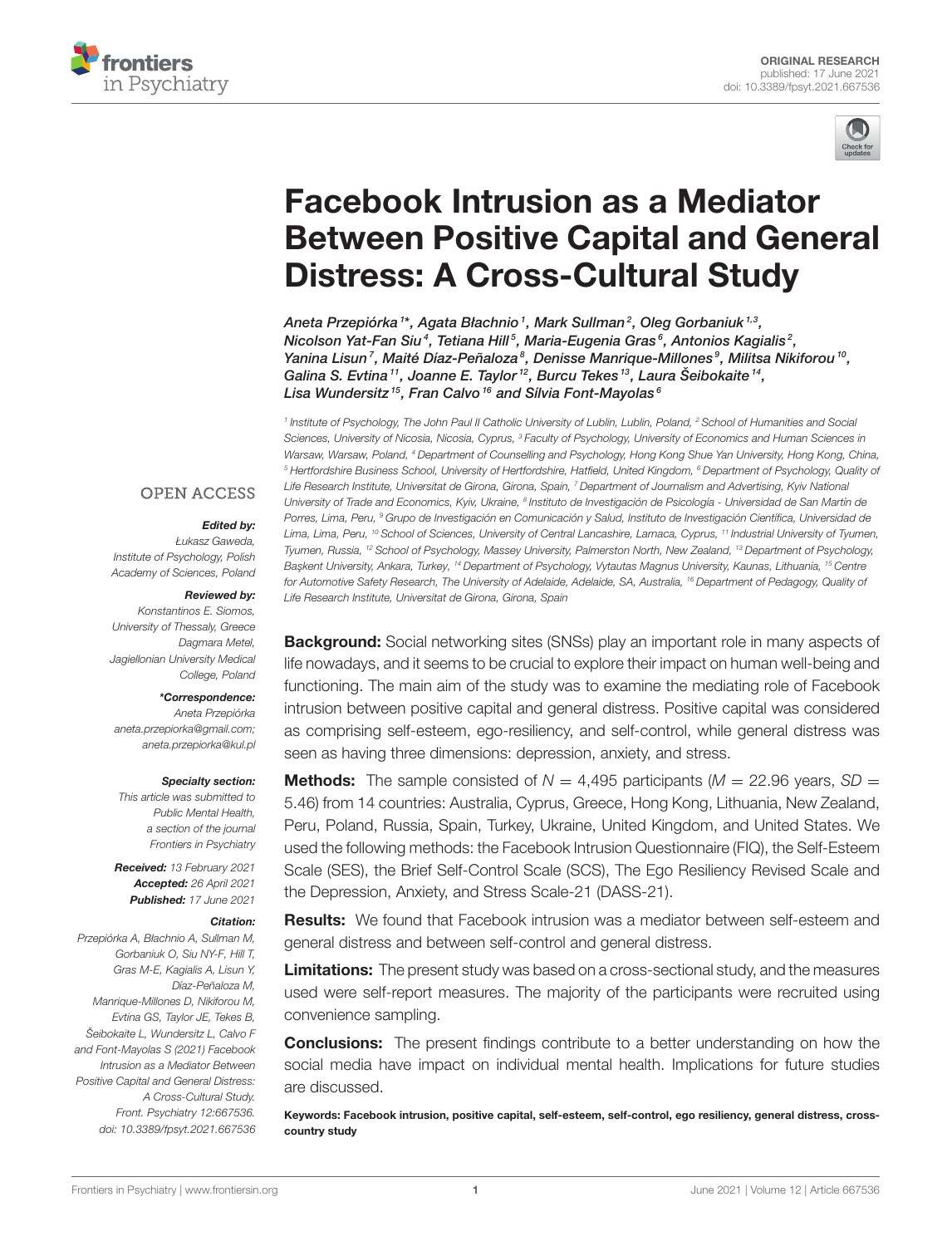ORIGINAL RESEARCH
published: 17 June 2021
doi: 10.3389/fpsyt.2021.667536

# Facebook Intrusion as a Mediator Between Positive Capital and General Distress: A Cross-Cultural Study

*Aneta Przepiórka[1]\*, Agata Błachnio[1], Mark Sullman[2], Oleg Gorbaniuk[1,3], Nicolson Yat-Fan Siu[4], Tetiana Hill[5], Maria-Eugenia Gras[6], Antonios Kagialis[2], Yanina Lisun[7], Maité Díaz-Peñaloza[8], Denisse Manrique-Millones[9], Militsa Nikiforou[10], Galina S. Evtina[11], Joanne E. Taylor[12], Burcu Tekes[13], Laura Šeibokaite[14], Lisa Wundersitz[15], Fran Calvo[16] and Sílvia Font-Mayolas[6]*

[1] Institute of Psychology, The John Paul II Catholic University of Lublin, Lublin, Poland, [2] School of Humanities and Social Sciences, University of Nicosia, Nicosia, Cyprus, [3] Faculty of Psychology, University of Economics and Human Sciences in Warsaw, Warsaw, Poland, [4] Department of Counselling and Psychology, Hong Kong Shue Yan University, Hong Kong, China, [5] Hertfordshire Business School, University of Hertfordshire, Hatfield, United Kingdom, [6] Department of Psychology, Quality of Life Research Institute, Universitat de Girona, Girona, Spain, [7] Department of Journalism and Advertising, Kyiv National University of Trade and Economics, Kyiv, Ukraine, [8] Instituto de Investigación de Psicología - Universidad de San Martín de Porres, Lima, Peru, [9] Grupo de Investigación en Comunicación y Salud, Instituto de Investigación Científica, Universidad de Lima, Lima, Peru, [10] School of Sciences, University of Central Lancashire, Larnaca, Cyprus, [11] Industrial University of Tyumen, Tyumen, Russia, [12] School of Psychology, Massey University, Palmerston North, New Zealand, [13] Department of Psychology, Başkent University, Ankara, Turkey, [14] Department of Psychology, Vytautas Magnus University, Kaunas, Lithuania, [15] Centre for Automotive Safety Research, The University of Adelaide, Adelaide, SA, Australia, [16] Department of Pedagogy, Quality of Life Research Institute, Universitat de Girona, Girona, Spain

OPEN ACCESS

***Edited by:***
Łukasz Gaweda,
Institute of Psychology, Polish Academy of Sciences, Poland

***Reviewed by:***
Konstantinos E. Siomos,
University of Thessaly, Greece
Dagmara Metel,
Jagiellonian University Medical College, Poland

***\*Correspondence:***
Aneta Przepiórka
aneta.przepiorka@gmail.com;
aneta.przepiorka@kul.pl

***Specialty section:***
This article was submitted to Public Mental Health, a section of the journal Frontiers in Psychiatry

***Received:*** 13 February 2021
***Accepted:*** 26 April 2021
***Published:*** 17 June 2021

***Citation:***
Przepiórka A, Błachnio A, Sullman M, Gorbaniuk O, Siu NY-F, Hill T, Gras M-E, Kagialis A, Lisun Y, Díaz-Peñaloza M, Manrique-Millones D, Nikiforou M, Evtina GS, Taylor JE, Tekes B, Šeibokaite L, Wundersitz L, Calvo F and Font-Mayolas S (2021) Facebook Intrusion as a Mediator Between Positive Capital and General Distress: A Cross-Cultural Study. Front. Psychiatry 12:667536. doi: 10.3389/fpsyt.2021.667536

**Background:** Social networking sites (SNSs) play an important role in many aspects of life nowadays, and it seems to be crucial to explore their impact on human well-being and functioning. The main aim of the study was to examine the mediating role of Facebook intrusion between positive capital and general distress. Positive capital was considered as comprising self-esteem, ego-resiliency, and self-control, while general distress was seen as having three dimensions: depression, anxiety, and stress.

**Methods:** The sample consisted of $N = 4,495$ participants ($M = 22.96$ years, $SD = 5.46$) from 14 countries: Australia, Cyprus, Greece, Hong Kong, Lithuania, New Zealand, Peru, Poland, Russia, Spain, Turkey, Ukraine, United Kingdom, and United States. We used the following methods: the Facebook Intrusion Questionnaire (FIQ), the Self-Esteem Scale (SES), the Brief Self-Control Scale (SCS), The Ego Resiliency Revised Scale and the Depression, Anxiety, and Stress Scale-21 (DASS-21).

**Results:** We found that Facebook intrusion was a mediator between self-esteem and general distress and between self-control and general distress.

**Limitations:** The present study was based on a cross-sectional study, and the measures used were self-report measures. The majority of the participants were recruited using convenience sampling.

**Conclusions:** The present findings contribute to a better understanding on how the social media have impact on individual mental health. Implications for future studies are discussed.

**Keywords: Facebook intrusion, positive capital, self-esteem, self-control, ego resiliency, general distress, cross-country study**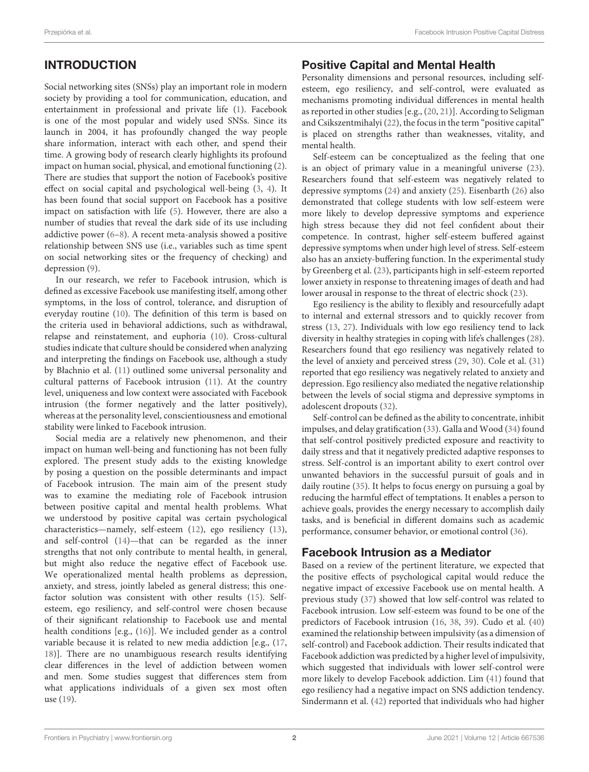## INTRODUCTION

Social networking sites (SNSs) play an important role in modern society by providing a tool for communication, education, and entertainment in professional and private life (1). Facebook is one of the most popular and widely used SNSs. Since its launch in 2004, it has profoundly changed the way people share information, interact with each other, and spend their time. A growing body of research clearly highlights its profound impact on human social, physical, and emotional functioning (2). There are studies that support the notion of Facebook's positive effect on social capital and psychological well-being (3, 4). It has been found that social support on Facebook has a positive impact on satisfaction with life (5). However, there are also a number of studies that reveal the dark side of its use including addictive power (6–8). A recent meta-analysis showed a positive relationship between SNS use (i.e., variables such as time spent on social networking sites or the frequency of checking) and depression (9).

In our research, we refer to Facebook intrusion, which is defined as excessive Facebook use manifesting itself, among other symptoms, in the loss of control, tolerance, and disruption of everyday routine (10). The definition of this term is based on the criteria used in behavioral addictions, such as withdrawal, relapse and reinstatement, and euphoria (10). Cross-cultural studies indicate that culture should be considered when analyzing and interpreting the findings on Facebook use, although a study by Błachnio et al. (11) outlined some universal personality and cultural patterns of Facebook intrusion (11). At the country level, uniqueness and low context were associated with Facebook intrusion (the former negatively and the latter positively), whereas at the personality level, conscientiousness and emotional stability were linked to Facebook intrusion.

Social media are a relatively new phenomenon, and their impact on human well-being and functioning has not been fully explored. The present study adds to the existing knowledge by posing a question on the possible determinants and impact of Facebook intrusion. The main aim of the present study was to examine the mediating role of Facebook intrusion between positive capital and mental health problems. What we understood by positive capital was certain psychological characteristics—namely, self-esteem (12), ego resiliency (13), and self-control (14)—that can be regarded as the inner strengths that not only contribute to mental health, in general, but might also reduce the negative effect of Facebook use. We operationalized mental health problems as depression, anxiety, and stress, jointly labeled as general distress; this one-factor solution was consistent with other results (15). Self-esteem, ego resiliency, and self-control were chosen because of their significant relationship to Facebook use and mental health conditions [e.g., (16)]. We included gender as a control variable because it is related to new media addiction [e.g., (17, 18)]. There are no unambiguous research results identifying clear differences in the level of addiction between women and men. Some studies suggest that differences stem from what applications individuals of a given sex most often use (19).

## Positive Capital and Mental Health

Personality dimensions and personal resources, including self-esteem, ego resiliency, and self-control, were evaluated as mechanisms promoting individual differences in mental health as reported in other studies [e.g., (20, 21)]. According to Seligman and Csikszentmihalyi (22), the focus in the term "positive capital" is placed on strengths rather than weaknesses, vitality, and mental health.

Self-esteem can be conceptualized as the feeling that one is an object of primary value in a meaningful universe (23). Researchers found that self-esteem was negatively related to depressive symptoms (24) and anxiety (25). Eisenbarth (26) also demonstrated that college students with low self-esteem were more likely to develop depressive symptoms and experience high stress because they did not feel confident about their competence. In contrast, higher self-esteem buffered against depressive symptoms when under high level of stress. Self-esteem also has an anxiety-buffering function. In the experimental study by Greenberg et al. (23), participants high in self-esteem reported lower anxiety in response to threatening images of death and had lower arousal in response to the threat of electric shock (23).

Ego resiliency is the ability to flexibly and resourcefully adapt to internal and external stressors and to quickly recover from stress (13, 27). Individuals with low ego resiliency tend to lack diversity in healthy strategies in coping with life's challenges (28). Researchers found that ego resiliency was negatively related to the level of anxiety and perceived stress (29, 30). Cole et al. (31) reported that ego resiliency was negatively related to anxiety and depression. Ego resiliency also mediated the negative relationship between the levels of social stigma and depressive symptoms in adolescent dropouts (32).

Self-control can be defined as the ability to concentrate, inhibit impulses, and delay gratification (33). Galla and Wood (34) found that self-control positively predicted exposure and reactivity to daily stress and that it negatively predicted adaptive responses to stress. Self-control is an important ability to exert control over unwanted behaviors in the successful pursuit of goals and in daily routine (35). It helps to focus energy on pursuing a goal by reducing the harmful effect of temptations. It enables a person to achieve goals, provides the energy necessary to accomplish daily tasks, and is beneficial in different domains such as academic performance, consumer behavior, or emotional control (36).

## Facebook Intrusion as a Mediator

Based on a review of the pertinent literature, we expected that the positive effects of psychological capital would reduce the negative impact of excessive Facebook use on mental health. A previous study (37) showed that low self-control was related to Facebook intrusion. Low self-esteem was found to be one of the predictors of Facebook intrusion (16, 38, 39). Cudo et al. (40) examined the relationship between impulsivity (as a dimension of self-control) and Facebook addiction. Their results indicated that Facebook addiction was predicted by a higher level of impulsivity, which suggested that individuals with lower self-control were more likely to develop Facebook addiction. Lim (41) found that ego resiliency had a negative impact on SNS addiction tendency. Sindermann et al. (42) reported that individuals who had higher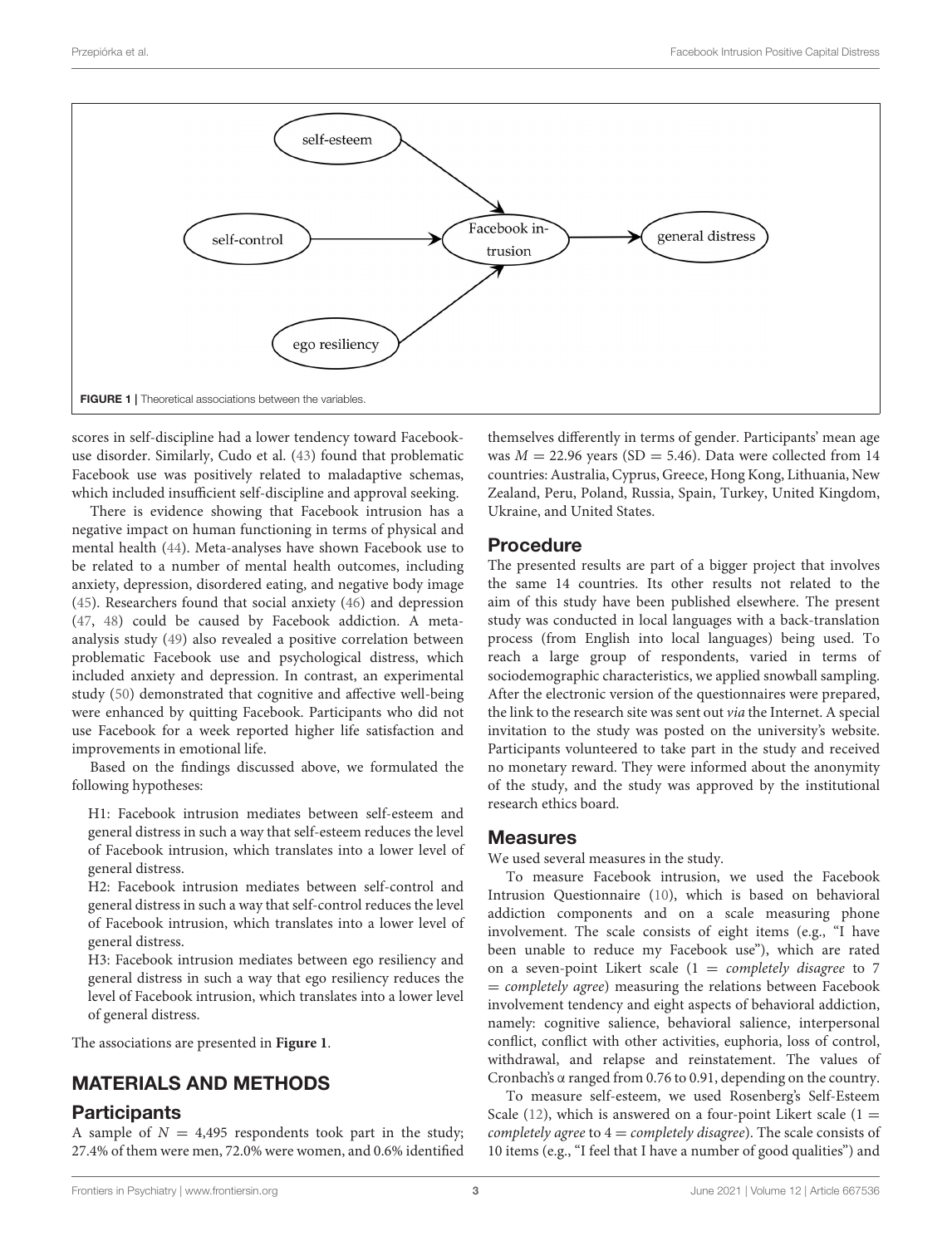FIGURE 1 | Theoretical associations between the variables.

scores in self-discipline had a lower tendency toward Facebook-use disorder. Similarly, Cudo et al. (43) found that problematic Facebook use was positively related to maladaptive schemas, which included insufficient self-discipline and approval seeking.

There is evidence showing that Facebook intrusion has a negative impact on human functioning in terms of physical and mental health (44). Meta-analyses have shown Facebook use to be related to a number of mental health outcomes, including anxiety, depression, disordered eating, and negative body image (45). Researchers found that social anxiety (46) and depression (47, 48) could be caused by Facebook addiction. A meta-analysis study (49) also revealed a positive correlation between problematic Facebook use and psychological distress, which included anxiety and depression. In contrast, an experimental study (50) demonstrated that cognitive and affective well-being were enhanced by quitting Facebook. Participants who did not use Facebook for a week reported higher life satisfaction and improvements in emotional life.

Based on the findings discussed above, we formulated the following hypotheses:

H1: Facebook intrusion mediates between self-esteem and general distress in such a way that self-esteem reduces the level of Facebook intrusion, which translates into a lower level of general distress.

H2: Facebook intrusion mediates between self-control and general distress in such a way that self-control reduces the level of Facebook intrusion, which translates into a lower level of general distress.

H3: Facebook intrusion mediates between ego resiliency and general distress in such a way that ego resiliency reduces the level of Facebook intrusion, which translates into a lower level of general distress.

The associations are presented in **Figure 1**.

## MATERIALS AND METHODS

### Participants

A sample of $N = 4{,}495$ respondents took part in the study; 27.4% of them were men, 72.0% were women, and 0.6% identified themselves differently in terms of gender. Participants' mean age was $M = 22.96$ years ($SD = 5.46$). Data were collected from 14 countries: Australia, Cyprus, Greece, Hong Kong, Lithuania, New Zealand, Peru, Poland, Russia, Spain, Turkey, United Kingdom, Ukraine, and United States.

### Procedure

The presented results are part of a bigger project that involves the same 14 countries. Its other results not related to the aim of this study have been published elsewhere. The present study was conducted in local languages with a back-translation process (from English into local languages) being used. To reach a large group of respondents, varied in terms of sociodemographic characteristics, we applied snowball sampling. After the electronic version of the questionnaires were prepared, the link to the research site was sent out *via* the Internet. A special invitation to the study was posted on the university's website. Participants volunteered to take part in the study and received no monetary reward. They were informed about the anonymity of the study, and the study was approved by the institutional research ethics board.

### Measures

We used several measures in the study.

To measure Facebook intrusion, we used the Facebook Intrusion Questionnaire (10), which is based on behavioral addiction components and on a scale measuring phone involvement. The scale consists of eight items (e.g., "I have been unable to reduce my Facebook use"), which are rated on a seven-point Likert scale (1 = *completely disagree* to 7 = *completely agree*) measuring the relations between Facebook involvement tendency and eight aspects of behavioral addiction, namely: cognitive salience, behavioral salience, interpersonal conflict, conflict with other activities, euphoria, loss of control, withdrawal, and relapse and reinstatement. The values of Cronbach's α ranged from 0.76 to 0.91, depending on the country.

To measure self-esteem, we used Rosenberg's Self-Esteem Scale (12), which is answered on a four-point Likert scale (1 = *completely agree* to 4 = *completely disagree*). The scale consists of 10 items (e.g., "I feel that I have a number of good qualities") and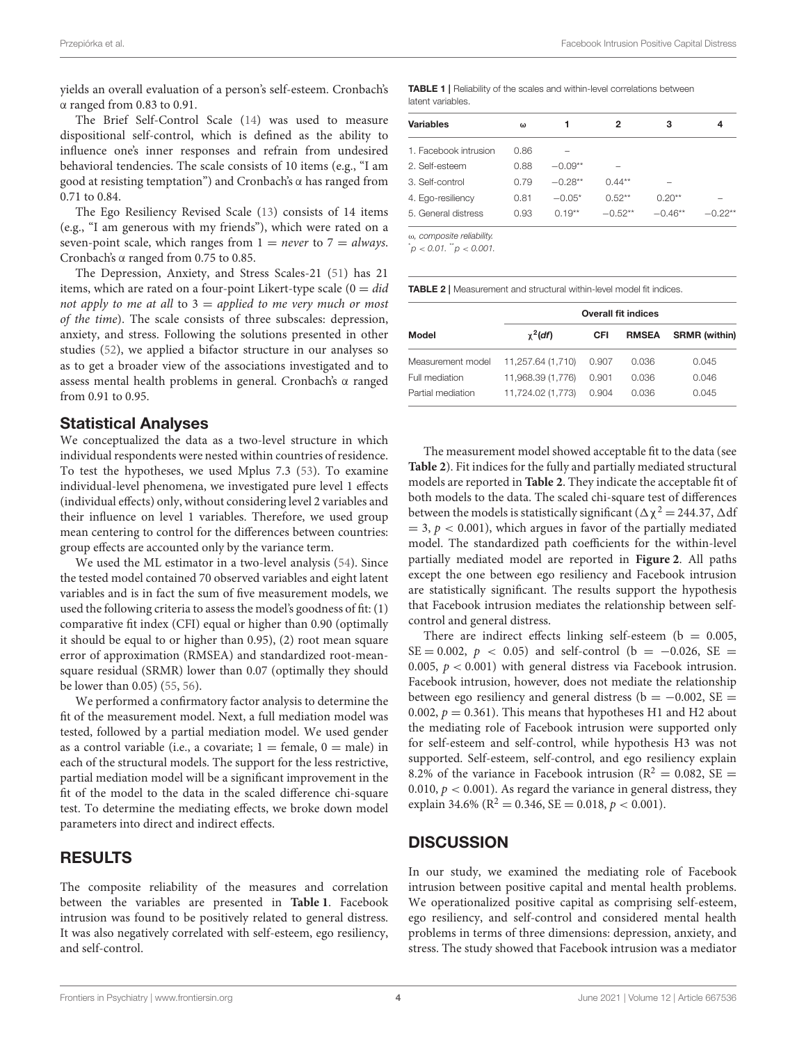yields an overall evaluation of a person's self-esteem. Cronbach's α ranged from 0.83 to 0.91.

The Brief Self-Control Scale (14) was used to measure dispositional self-control, which is defined as the ability to influence one's inner responses and refrain from undesired behavioral tendencies. The scale consists of 10 items (e.g., "I am good at resisting temptation") and Cronbach's α has ranged from 0.71 to 0.84.

The Ego Resiliency Revised Scale (13) consists of 14 items (e.g., "I am generous with my friends"), which were rated on a seven-point scale, which ranges from 1 = *never* to 7 = *always*. Cronbach's α ranged from 0.75 to 0.85.

The Depression, Anxiety, and Stress Scales-21 (51) has 21 items, which are rated on a four-point Likert-type scale (0 = *did not apply to me at all* to 3 = *applied to me very much or most of the time*). The scale consists of three subscales: depression, anxiety, and stress. Following the solutions presented in other studies (52), we applied a bifactor structure in our analyses so as to get a broader view of the associations investigated and to assess mental health problems in general. Cronbach's α ranged from 0.91 to 0.95.

## Statistical Analyses

We conceptualized the data as a two-level structure in which individual respondents were nested within countries of residence. To test the hypotheses, we used Mplus 7.3 (53). To examine individual-level phenomena, we investigated pure level 1 effects (individual effects) only, without considering level 2 variables and their influence on level 1 variables. Therefore, we used group mean centering to control for the differences between countries: group effects are accounted only by the variance term.

We used the ML estimator in a two-level analysis (54). Since the tested model contained 70 observed variables and eight latent variables and is in fact the sum of five measurement models, we used the following criteria to assess the model's goodness of fit: (1) comparative fit index (CFI) equal or higher than 0.90 (optimally it should be equal to or higher than 0.95), (2) root mean square error of approximation (RMSEA) and standardized root-mean-square residual (SRMR) lower than 0.07 (optimally they should be lower than 0.05) (55, 56).

We performed a confirmatory factor analysis to determine the fit of the measurement model. Next, a full mediation model was tested, followed by a partial mediation model. We used gender as a control variable (i.e., a covariate; 1 = female, 0 = male) in each of the structural models. The support for the less restrictive, partial mediation model will be a significant improvement in the fit of the model to the data in the scaled difference chi-square test. To determine the mediating effects, we broke down model parameters into direct and indirect effects.

# RESULTS

The composite reliability of the measures and correlation between the variables are presented in **Table 1**. Facebook intrusion was found to be positively related to general distress. It was also negatively correlated with self-esteem, ego resiliency, and self-control.

**TABLE 1** | Reliability of the scales and within-level correlations between latent variables.

| Variables | ω | 1 | 2 | 3 | 4 |
|---|---|---|---|---|---|
| 1. Facebook intrusion | 0.86 | – | | | |
| 2. Self-esteem | 0.88 | −0.09** | – | | |
| 3. Self-control | 0.79 | −0.28** | 0.44** | – | |
| 4. Ego-resiliency | 0.81 | −0.05* | 0.52** | 0.20** | – |
| 5. General distress | 0.93 | 0.19** | −0.52** | −0.46** | −0.22** |

ω, *composite reliability.*
*$^*p < 0.01$. $^{**}p < 0.001$.*

**TABLE 2** | Measurement and structural within-level model fit indices.

| | Overall fit indices | | | |
|---|---|---|---|---|
| Model | $\chi^2(df)$ | CFI | RMSEA | SRMR (within) |
| Measurement model | 11,257.64 (1,710) | 0.907 | 0.036 | 0.045 |
| Full mediation | 11,968.39 (1,776) | 0.901 | 0.036 | 0.046 |
| Partial mediation | 11,724.02 (1,773) | 0.904 | 0.036 | 0.045 |

The measurement model showed acceptable fit to the data (see **Table 2**). Fit indices for the fully and partially mediated structural models are reported in **Table 2**. They indicate the acceptable fit of both models to the data. The scaled chi-square test of differences between the models is statistically significant ($\Delta\chi^2 = 244.37$, $\Delta df = 3$, $p < 0.001$), which argues in favor of the partially mediated model. The standardized path coefficients for the within-level partially mediated model are reported in **Figure 2**. All paths except the one between ego resiliency and Facebook intrusion are statistically significant. The results support the hypothesis that Facebook intrusion mediates the relationship between self-control and general distress.

There are indirect effects linking self-esteem (b = 0.005, SE = 0.002, $p < 0.05$) and self-control (b = −0.026, SE = 0.005, $p < 0.001$) with general distress via Facebook intrusion. Facebook intrusion, however, does not mediate the relationship between ego resiliency and general distress (b = −0.002, SE = 0.002, $p = 0.361$). This means that hypotheses H1 and H2 about the mediating role of Facebook intrusion were supported only for self-esteem and self-control, while hypothesis H3 was not supported. Self-esteem, self-control, and ego resiliency explain 8.2% of the variance in Facebook intrusion ($R^2 = 0.082$, SE = 0.010, $p < 0.001$). As regard the variance in general distress, they explain 34.6% ($R^2 = 0.346$, SE = 0.018, $p < 0.001$).

# DISCUSSION

In our study, we examined the mediating role of Facebook intrusion between positive capital and mental health problems. We operationalized positive capital as comprising self-esteem, ego resiliency, and self-control and considered mental health problems in terms of three dimensions: depression, anxiety, and stress. The study showed that Facebook intrusion was a mediator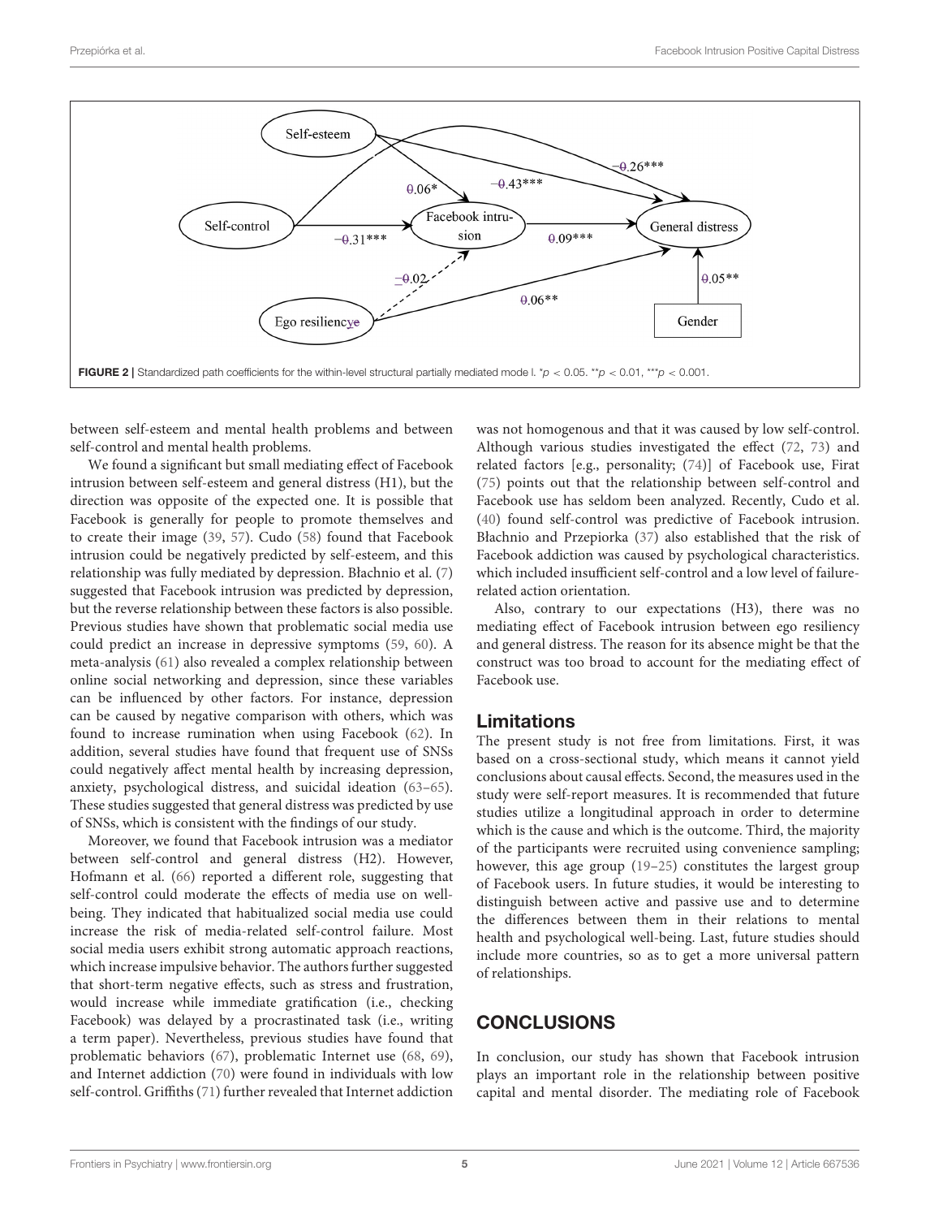FIGURE 2 | Standardized path coefficients for the within-level structural partially mediated mode l. $^{*}p < 0.05$. $^{**}p < 0.01$, $^{***}p < 0.001$.

between self-esteem and mental health problems and between self-control and mental health problems.

We found a significant but small mediating effect of Facebook intrusion between self-esteem and general distress (H1), but the direction was opposite of the expected one. It is possible that Facebook is generally for people to promote themselves and to create their image (39, 57). Cudo (58) found that Facebook intrusion could be negatively predicted by self-esteem, and this relationship was fully mediated by depression. Błachnio et al. (7) suggested that Facebook intrusion was predicted by depression, but the reverse relationship between these factors is also possible. Previous studies have shown that problematic social media use could predict an increase in depressive symptoms (59, 60). A meta-analysis (61) also revealed a complex relationship between online social networking and depression, since these variables can be influenced by other factors. For instance, depression can be caused by negative comparison with others, which was found to increase rumination when using Facebook (62). In addition, several studies have found that frequent use of SNSs could negatively affect mental health by increasing depression, anxiety, psychological distress, and suicidal ideation (63–65). These studies suggested that general distress was predicted by use of SNSs, which is consistent with the findings of our study.

Moreover, we found that Facebook intrusion was a mediator between self-control and general distress (H2). However, Hofmann et al. (66) reported a different role, suggesting that self-control could moderate the effects of media use on well-being. They indicated that habitualized social media use could increase the risk of media-related self-control failure. Most social media users exhibit strong automatic approach reactions, which increase impulsive behavior. The authors further suggested that short-term negative effects, such as stress and frustration, would increase while immediate gratification (i.e., checking Facebook) was delayed by a procrastinated task (i.e., writing a term paper). Nevertheless, previous studies have found that problematic behaviors (67), problematic Internet use (68, 69), and Internet addiction (70) were found in individuals with low self-control. Griffiths (71) further revealed that Internet addiction was not homogenous and that it was caused by low self-control. Although various studies investigated the effect (72, 73) and related factors [e.g., personality; (74)] of Facebook use, Firat (75) points out that the relationship between self-control and Facebook use has seldom been analyzed. Recently, Cudo et al. (40) found self-control was predictive of Facebook intrusion. Błachnio and Przepiorka (37) also established that the risk of Facebook addiction was caused by psychological characteristics, which included insufficient self-control and a low level of failure-related action orientation.

Also, contrary to our expectations (H3), there was no mediating effect of Facebook intrusion between ego resiliency and general distress. The reason for its absence might be that the construct was too broad to account for the mediating effect of Facebook use.

## Limitations

The present study is not free from limitations. First, it was based on a cross-sectional study, which means it cannot yield conclusions about causal effects. Second, the measures used in the study were self-report measures. It is recommended that future studies utilize a longitudinal approach in order to determine which is the cause and which is the outcome. Third, the majority of the participants were recruited using convenience sampling; however, this age group (19–25) constitutes the largest group of Facebook users. In future studies, it would be interesting to distinguish between active and passive use and to determine the differences between them in their relations to mental health and psychological well-being. Last, future studies should include more countries, so as to get a more universal pattern of relationships.

## CONCLUSIONS

In conclusion, our study has shown that Facebook intrusion plays an important role in the relationship between positive capital and mental disorder. The mediating role of Facebook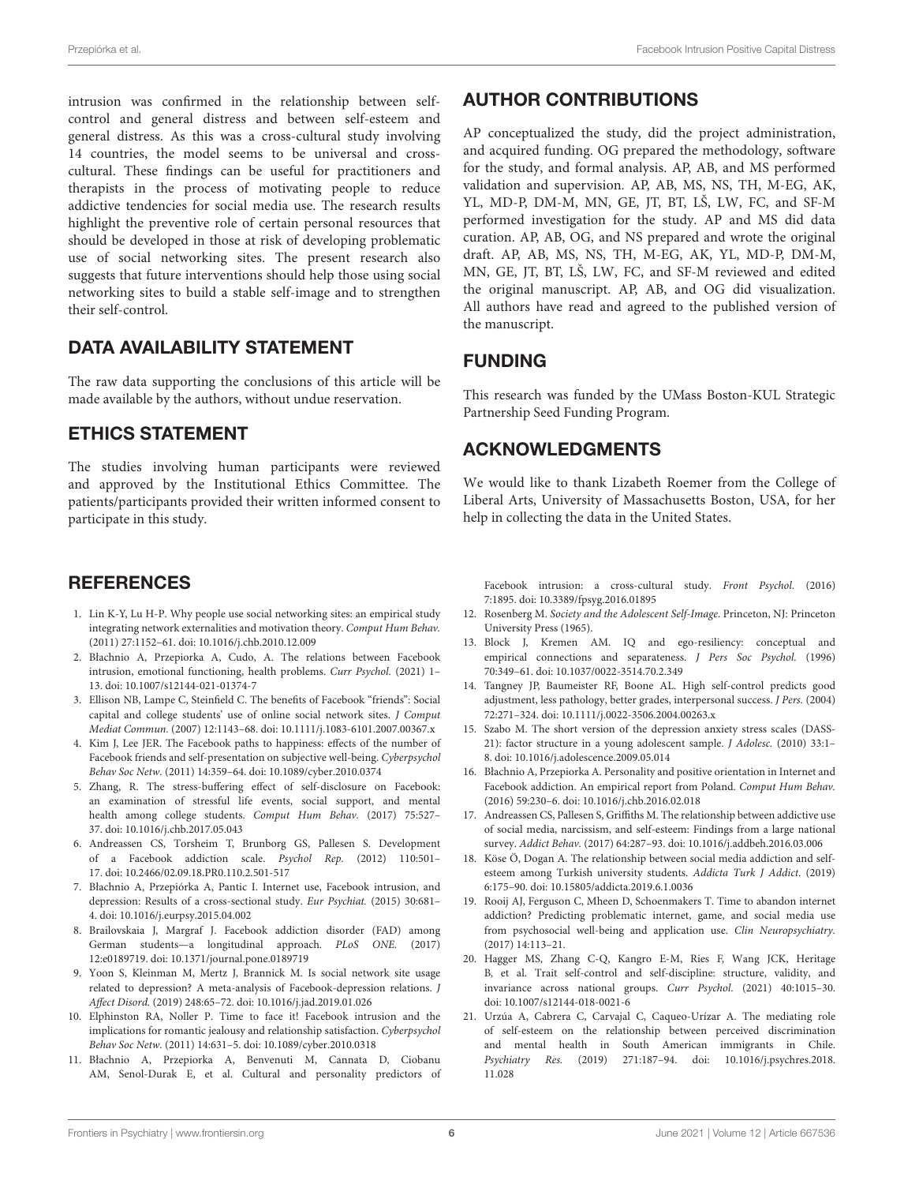intrusion was confirmed in the relationship between self-control and general distress and between self-esteem and general distress. As this was a cross-cultural study involving 14 countries, the model seems to be universal and cross-cultural. These findings can be useful for practitioners and therapists in the process of motivating people to reduce addictive tendencies for social media use. The research results highlight the preventive role of certain personal resources that should be developed in those at risk of developing problematic use of social networking sites. The present research also suggests that future interventions should help those using social networking sites to build a stable self-image and to strengthen their self-control.

## DATA AVAILABILITY STATEMENT

The raw data supporting the conclusions of this article will be made available by the authors, without undue reservation.

## ETHICS STATEMENT

The studies involving human participants were reviewed and approved by the Institutional Ethics Committee. The patients/participants provided their written informed consent to participate in this study.

## AUTHOR CONTRIBUTIONS

AP conceptualized the study, did the project administration, and acquired funding. OG prepared the methodology, software for the study, and formal analysis. AP, AB, and MS performed validation and supervision. AP, AB, MS, NS, TH, M-EG, AK, YL, MD-P, DM-M, MN, GE, JT, BT, LŠ, LW, FC, and SF-M performed investigation for the study. AP and MS did data curation. AP, AB, OG, and NS prepared and wrote the original draft. AP, AB, MS, NS, TH, M-EG, AK, YL, MD-P, DM-M, MN, GE, JT, BT, LŠ, LW, FC, and SF-M reviewed and edited the original manuscript. AP, AB, and OG did visualization. All authors have read and agreed to the published version of the manuscript.

## FUNDING

This research was funded by the UMass Boston-KUL Strategic Partnership Seed Funding Program.

## ACKNOWLEDGMENTS

We would like to thank Lizabeth Roemer from the College of Liberal Arts, University of Massachusetts Boston, USA, for her help in collecting the data in the United States.

## REFERENCES

1. Lin K-Y, Lu H-P. Why people use social networking sites: an empirical study integrating network externalities and motivation theory. *Comput Hum Behav.* (2011) 27:1152–61. doi: 10.1016/j.chb.2010.12.009
2. Błachnio A, Przepiorka A, Cudo, A. The relations between Facebook intrusion, emotional functioning, health problems. *Curr Psychol.* (2021) 1–13. doi: 10.1007/s12144-021-01374-7
3. Ellison NB, Lampe C, Steinfield C. The benefits of Facebook "friends": Social capital and college students' use of online social network sites. *J Comput Mediat Commun.* (2007) 12:1143–68. doi: 10.1111/j.1083-6101.2007.00367.x
4. Kim J, Lee JER. The Facebook paths to happiness: effects of the number of Facebook friends and self-presentation on subjective well-being. *Cyberpsychol Behav Soc Netw.* (2011) 14:359–64. doi: 10.1089/cyber.2010.0374
5. Zhang, R. The stress-buffering effect of self-disclosure on Facebook: an examination of stressful life events, social support, and mental health among college students. *Comput Hum Behav.* (2017) 75:527–37. doi: 10.1016/j.chb.2017.05.043
6. Andreassen CS, Torsheim T, Brunborg GS, Pallesen S. Development of a Facebook addiction scale. *Psychol Rep.* (2012) 110:501–17. doi: 10.2466/02.09.18.PR0.110.2.501-517
7. Błachnio A, Przepiórka A, Pantic I. Internet use, Facebook intrusion, and depression: Results of a cross-sectional study. *Eur Psychiat.* (2015) 30:681–4. doi: 10.1016/j.eurpsy.2015.04.002
8. Brailovskaia J, Margraf J. Facebook addiction disorder (FAD) among German students—a longitudinal approach. *PLoS ONE.* (2017) 12:e0189719. doi: 10.1371/journal.pone.0189719
9. Yoon S, Kleinman M, Mertz J, Brannick M. Is social network site usage related to depression? A meta-analysis of Facebook-depression relations. *J Affect Disord.* (2019) 248:65–72. doi: 10.1016/j.jad.2019.01.026
10. Elphinston RA, Noller P. Time to face it! Facebook intrusion and the implications for romantic jealousy and relationship satisfaction. *Cyberpsychol Behav Soc Netw.* (2011) 14:631–5. doi: 10.1089/cyber.2010.0318
11. Błachnio A, Przepiorka A, Benvenuti M, Cannata D, Ciobanu AM, Senol-Durak E, et al. Cultural and personality predictors of Facebook intrusion: a cross-cultural study. *Front Psychol.* (2016) 7:1895. doi: 10.3389/fpsyg.2016.01895
12. Rosenberg M. *Society and the Adolescent Self-Image*. Princeton, NJ: Princeton University Press (1965).
13. Block J, Kremen AM. IQ and ego-resiliency: conceptual and empirical connections and separateness. *J Pers Soc Psychol.* (1996) 70:349–61. doi: 10.1037/0022-3514.70.2.349
14. Tangney JP, Baumeister RF, Boone AL. High self-control predicts good adjustment, less pathology, better grades, interpersonal success. *J Pers.* (2004) 72:271–324. doi: 10.1111/j.0022-3506.2004.00263.x
15. Szabo M. The short version of the depression anxiety stress scales (DASS-21): factor structure in a young adolescent sample. *J Adolesc.* (2010) 33:1–8. doi: 10.1016/j.adolescence.2009.05.014
16. Błachnio A, Przepiorka A. Personality and positive orientation in Internet and Facebook addiction. An empirical report from Poland. *Comput Hum Behav.* (2016) 59:230–6. doi: 10.1016/j.chb.2016.02.018
17. Andreassen CS, Pallesen S, Griffiths M. The relationship between addictive use of social media, narcissism, and self-esteem: Findings from a large national survey. *Addict Behav.* (2017) 64:287–93. doi: 10.1016/j.addbeh.2016.03.006
18. Köse Ö, Dogan A. The relationship between social media addiction and self-esteem among Turkish university students. *Addicta Turk J Addict.* (2019) 6:175–90. doi: 10.15805/addicta.2019.6.1.0036
19. Rooij AJ, Ferguson C, Mheen D, Schoenmakers T. Time to abandon internet addiction? Predicting problematic internet, game, and social media use from psychosocial well-being and application use. *Clin Neuropsychiatry.* (2017) 14:113–21.
20. Hagger MS, Zhang C-Q, Kangro E-M, Ries F, Wang JCK, Heritage B, et al. Trait self-control and self-discipline: structure, validity, and invariance across national groups. *Curr Psychol.* (2021) 40:1015–30. doi: 10.1007/s12144-018-0021-6
21. Urzúa A, Cabrera C, Carvajal C, Caqueo-Urízar A. The mediating role of self-esteem on the relationship between perceived discrimination and mental health in South American immigrants in Chile. *Psychiatry Res.* (2019) 271:187–94. doi: 10.1016/j.psychres.2018.11.028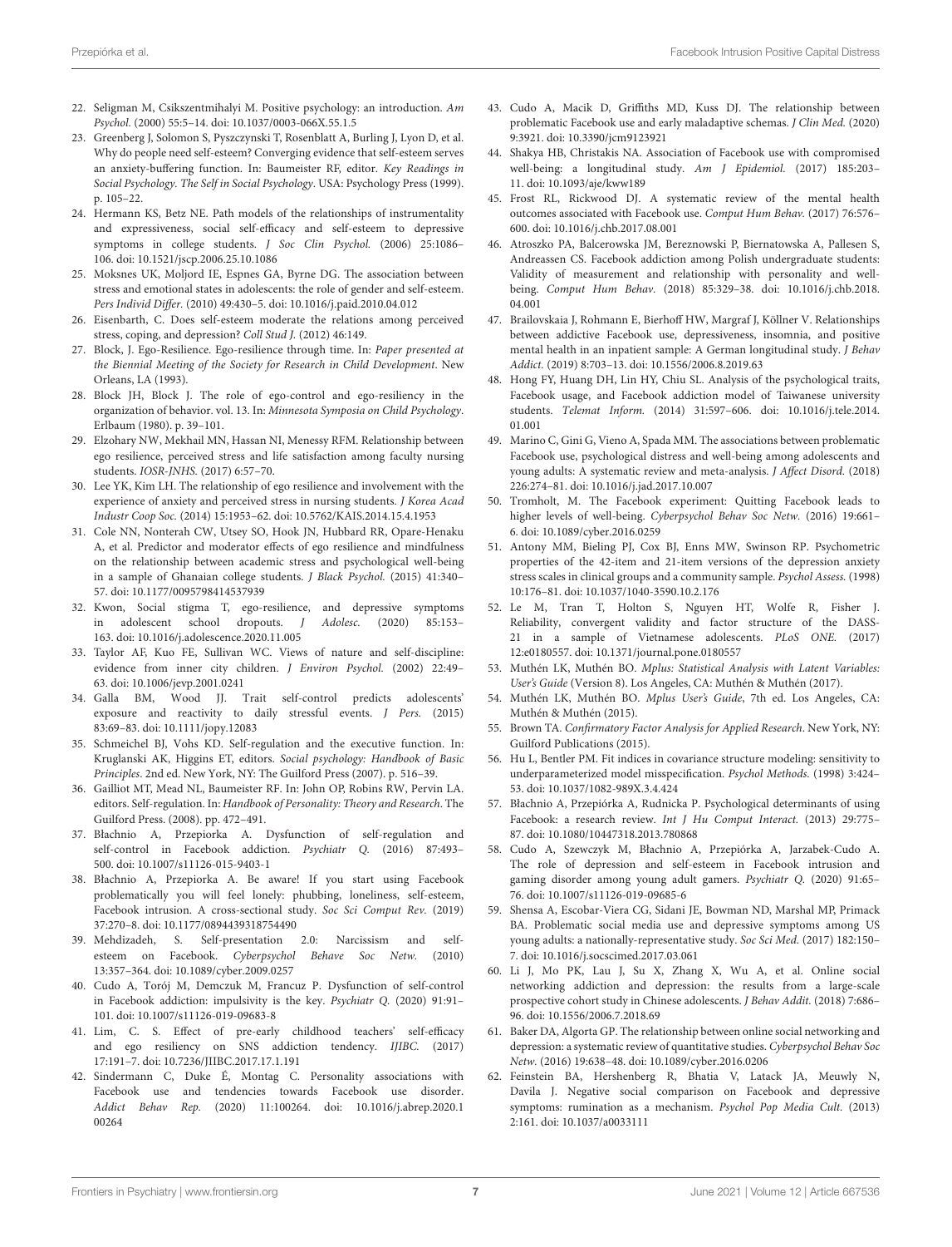22. Seligman M, Csikszentmihalyi M. Positive psychology: an introduction. *Am Psychol.* (2000) 55:5–14. doi: 10.1037/0003-066X.55.1.5
23. Greenberg J, Solomon S, Pyszczynski T, Rosenblatt A, Burling J, Lyon D, et al. Why do people need self-esteem? Converging evidence that self-esteem serves an anxiety-buffering function. In: Baumeister RF, editor. *Key Readings in Social Psychology. The Self in Social Psychology*. USA: Psychology Press (1999). p. 105–22.
24. Hermann KS, Betz NE. Path models of the relationships of instrumentality and expressiveness, social self-efficacy and self-esteem to depressive symptoms in college students. *J Soc Clin Psychol.* (2006) 25:1086–106. doi: 10.1521/jscp.2006.25.10.1086
25. Moksnes UK, Moljord IE, Espnes GA, Byrne DG. The association between stress and emotional states in adolescents: the role of gender and self-esteem. *Pers Individ Differ.* (2010) 49:430–5. doi: 10.1016/j.paid.2010.04.012
26. Eisenbarth, C. Does self-esteem moderate the relations among perceived stress, coping, and depression? *Coll Stud J.* (2012) 46:149.
27. Block, J. Ego-Resilience. Ego-resilience through time. In: *Paper presented at the Biennial Meeting of the Society for Research in Child Development*. New Orleans, LA (1993).
28. Block JH, Block J. The role of ego-control and ego-resiliency in the organization of behavior. vol. 13. In: *Minnesota Symposia on Child Psychology*. Erlbaum (1980). p. 39–101.
29. Elzohary NW, Mekhail MN, Hassan NI, Menessy RFM. Relationship between ego resilience, perceived stress and life satisfaction among faculty nursing students. *IOSR-JNHS.* (2017) 6:57–70.
30. Lee YK, Kim LH. The relationship of ego resilience and involvement with the experience of anxiety and perceived stress in nursing students. *J Korea Acad Industr Coop Soc.* (2014) 15:1953–62. doi: 10.5762/KAIS.2014.15.4.1953
31. Cole NN, Nonterah CW, Utsey SO, Hook JN, Hubbard RR, Opare-Henaku A, et al. Predictor and moderator effects of ego resilience and mindfulness on the relationship between academic stress and psychological well-being in a sample of Ghanaian college students. *J Black Psychol.* (2015) 41:340–57. doi: 10.1177/0095798414537939
32. Kwon, Social stigma T, ego-resilience, and depressive symptoms in adolescent school dropouts. *J Adolesc.* (2020) 85:153–163. doi: 10.1016/j.adolescence.2020.11.005
33. Taylor AF, Kuo FE, Sullivan WC. Views of nature and self-discipline: evidence from inner city children. *J Environ Psychol.* (2002) 22:49–63. doi: 10.1006/jevp.2001.0241
34. Galla BM, Wood JJ. Trait self-control predicts adolescents' exposure and reactivity to daily stressful events. *J Pers.* (2015) 83:69–83. doi: 10.1111/jopy.12083
35. Schmeichel BJ, Vohs KD. Self-regulation and the executive function. In: Kruglanski AK, Higgins ET, editors. *Social psychology: Handbook of Basic Principles*. 2nd ed. New York, NY: The Guilford Press (2007). p. 516–39.
36. Gailliot MT, Mead NL, Baumeister RF. In: John OP, Robins RW, Pervin LA. editors. Self-regulation. In: *Handbook of Personality: Theory and Research*. The Guilford Press. (2008). pp. 472–491.
37. Błachnio A, Przepiorka A. Dysfunction of self-regulation and self-control in Facebook addiction. *Psychiatr Q.* (2016) 87:493–500. doi: 10.1007/s11126-015-9403-1
38. Błachnio A, Przepiorka A. Be aware! If you start using Facebook problematically you will feel lonely: phubbing, loneliness, self-esteem, Facebook intrusion. A cross-sectional study. *Soc Sci Comput Rev.* (2019) 37:270–8. doi: 10.1177/0894439318754490
39. Mehdizadeh, S. Self-presentation 2.0: Narcissism and self-esteem on Facebook. *Cyberpsychol Behave Soc Netw.* (2010) 13:357–364. doi: 10.1089/cyber.2009.0257
40. Cudo A, Torój M, Demczuk M, Francuz P. Dysfunction of self-control in Facebook addiction: impulsivity is the key. *Psychiatr Q.* (2020) 91:91–101. doi: 10.1007/s11126-019-09683-8
41. Lim, C. S. Effect of pre-early childhood teachers' self-efficacy and ego resiliency on SNS addiction tendency. *IJIBC.* (2017) 17:191–7. doi: 10.7236/JIIBC.2017.17.1.191
42. Sindermann C, Duke É, Montag C. Personality associations with Facebook use and tendencies towards Facebook use disorder. *Addict Behav Rep.* (2020) 11:100264. doi: 10.1016/j.abrep.2020.100264
43. Cudo A, Macik D, Griffiths MD, Kuss DJ. The relationship between problematic Facebook use and early maladaptive schemas. *J Clin Med.* (2020) 9:3921. doi: 10.3390/jcm9123921
44. Shakya HB, Christakis NA. Association of Facebook use with compromised well-being: a longitudinal study. *Am J Epidemiol.* (2017) 185:203–11. doi: 10.1093/aje/kww189
45. Frost RL, Rickwood DJ. A systematic review of the mental health outcomes associated with Facebook use. *Comput Hum Behav.* (2017) 76:576–600. doi: 10.1016/j.chb.2017.08.001
46. Atroszko PA, Balcerowska JM, Bereznowski P, Biernatowska A, Pallesen S, Andreassen CS. Facebook addiction among Polish undergraduate students: Validity of measurement and relationship with personality and well-being. *Comput Hum Behav.* (2018) 85:329–38. doi: 10.1016/j.chb.2018.04.001
47. Brailovskaia J, Rohmann E, Bierhoff HW, Margraf J, Köllner V. Relationships between addictive Facebook use, depressiveness, insomnia, and positive mental health in an inpatient sample: A German longitudinal study. *J Behav Addict.* (2019) 8:703–13. doi: 10.1556/2006.8.2019.63
48. Hong FY, Huang DH, Lin HY, Chiu SL. Analysis of the psychological traits, Facebook usage, and Facebook addiction model of Taiwanese university students. *Telemat Inform.* (2014) 31:597–606. doi: 10.1016/j.tele.2014.01.001
49. Marino C, Gini G, Vieno A, Spada MM. The associations between problematic Facebook use, psychological distress and well-being among adolescents and young adults: A systematic review and meta-analysis. *J Affect Disord.* (2018) 226:274–81. doi: 10.1016/j.jad.2017.10.007
50. Tromholt, M. The Facebook experiment: Quitting Facebook leads to higher levels of well-being. *Cyberpsychol Behav Soc Netw.* (2016) 19:661–6. doi: 10.1089/cyber.2016.0259
51. Antony MM, Bieling PJ, Cox BJ, Enns MW, Swinson RP. Psychometric properties of the 42-item and 21-item versions of the depression anxiety stress scales in clinical groups and a community sample. *Psychol Assess.* (1998) 10:176–81. doi: 10.1037/1040-3590.10.2.176
52. Le M, Tran T, Holton S, Nguyen HT, Wolfe R, Fisher J. Reliability, convergent validity and factor structure of the DASS-21 in a sample of Vietnamese adolescents. *PLoS ONE.* (2017) 12:e0180557. doi: 10.1371/journal.pone.0180557
53. Muthén LK, Muthén BO. *Mplus: Statistical Analysis with Latent Variables: User's Guide* (Version 8). Los Angeles, CA: Muthén & Muthén (2017).
54. Muthén LK, Muthén BO. *Mplus User's Guide*, 7th ed. Los Angeles, CA: Muthén & Muthén (2015).
55. Brown TA. *Confirmatory Factor Analysis for Applied Research*. New York, NY: Guilford Publications (2015).
56. Hu L, Bentler PM. Fit indices in covariance structure modeling: sensitivity to underparameterized model misspecification. *Psychol Methods.* (1998) 3:424–53. doi: 10.1037/1082-989X.3.4.424
57. Błachnio A, Przepiórka A, Rudnicka P. Psychological determinants of using Facebook: a research review. *Int J Hu Comput Interact.* (2013) 29:775–87. doi: 10.1080/10447318.2013.780868
58. Cudo A, Szewczyk M, Błachnio A, Przepiórka A, Jarzabek-Cudo A. The role of depression and self-esteem in Facebook intrusion and gaming disorder among young adult gamers. *Psychiatr Q.* (2020) 91:65–76. doi: 10.1007/s11126-019-09685-6
59. Shensa A, Escobar-Viera CG, Sidani JE, Bowman ND, Marshal MP, Primack BA. Problematic social media use and depressive symptoms among US young adults: a nationally-representative study. *Soc Sci Med.* (2017) 182:150–7. doi: 10.1016/j.socscimed.2017.03.061
60. Li J, Mo PK, Lau J, Su X, Zhang X, Wu A, et al. Online social networking addiction and depression: the results from a large-scale prospective cohort study in Chinese adolescents. *J Behav Addit.* (2018) 7:686–96. doi: 10.1556/2006.7.2018.69
61. Baker DA, Algorta GP. The relationship between online social networking and depression: a systematic review of quantitative studies. *Cyberpsychol Behav Soc Netw.* (2016) 19:638–48. doi: 10.1089/cyber.2016.0206
62. Feinstein BA, Hershenberg R, Bhatia V, Latack JA, Meuwly N, Davila J. Negative social comparison on Facebook and depressive symptoms: rumination as a mechanism. *Psychol Pop Media Cult.* (2013) 2:161. doi: 10.1037/a0033111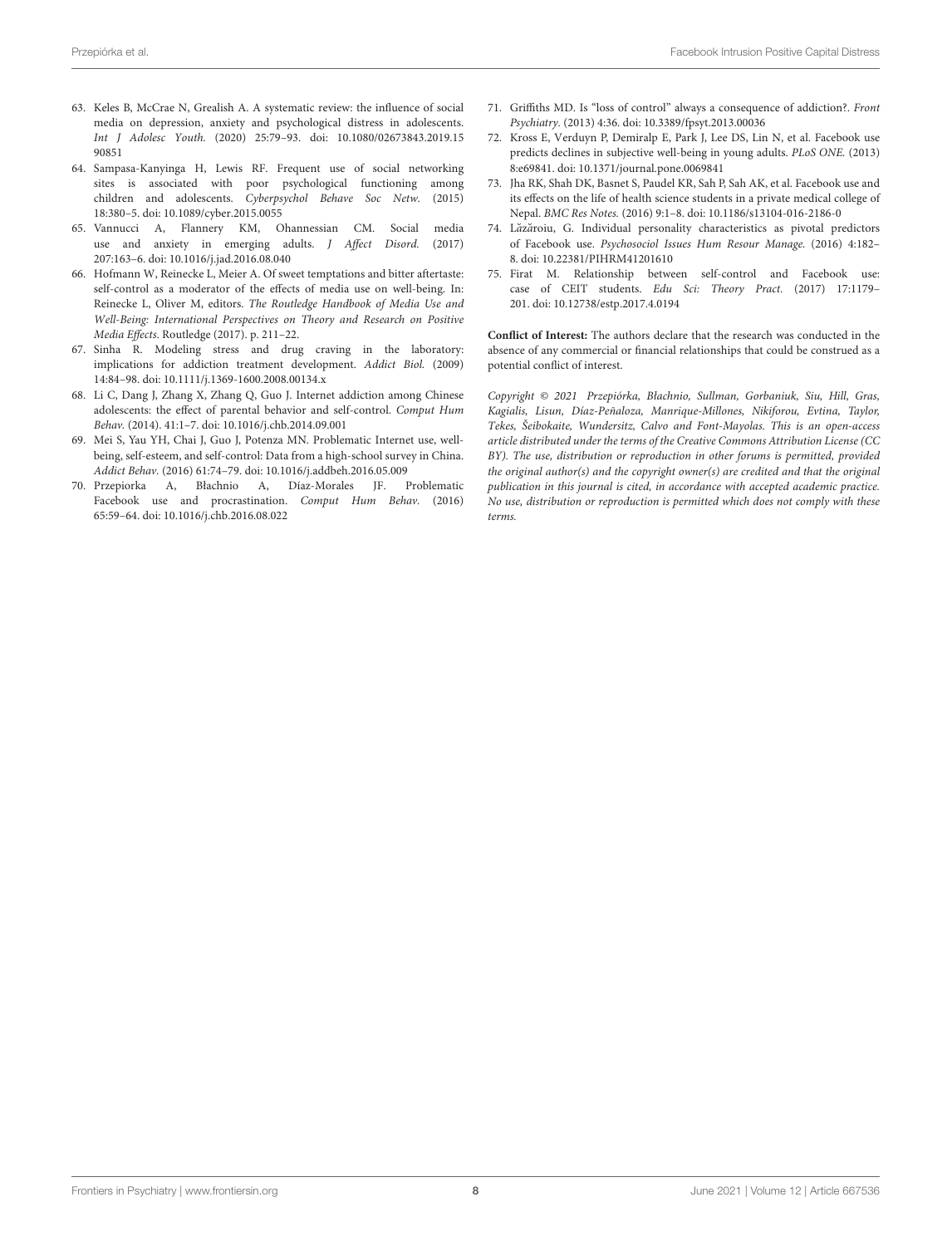63. Keles B, McCrae N, Grealish A. A systematic review: the influence of social media on depression, anxiety and psychological distress in adolescents. *Int J Adolesc Youth.* (2020) 25:79–93. doi: 10.1080/02673843.2019.1590851
64. Sampasa-Kanyinga H, Lewis RF. Frequent use of social networking sites is associated with poor psychological functioning among children and adolescents. *Cyberpsychol Behave Soc Netw.* (2015) 18:380–5. doi: 10.1089/cyber.2015.0055
65. Vannucci A, Flannery KM, Ohannessian CM. Social media use and anxiety in emerging adults. *J Affect Disord.* (2017) 207:163–6. doi: 10.1016/j.jad.2016.08.040
66. Hofmann W, Reinecke L, Meier A. Of sweet temptations and bitter aftertaste: self-control as a moderator of the effects of media use on well-being. In: Reinecke L, Oliver M, editors. *The Routledge Handbook of Media Use and Well-Being: International Perspectives on Theory and Research on Positive Media Effects.* Routledge (2017). p. 211–22.
67. Sinha R. Modeling stress and drug craving in the laboratory: implications for addiction treatment development. *Addict Biol.* (2009) 14:84–98. doi: 10.1111/j.1369-1600.2008.00134.x
68. Li C, Dang J, Zhang X, Zhang Q, Guo J. Internet addiction among Chinese adolescents: the effect of parental behavior and self-control. *Comput Hum Behav.* (2014). 41:1–7. doi: 10.1016/j.chb.2014.09.001
69. Mei S, Yau YH, Chai J, Guo J, Potenza MN. Problematic Internet use, well-being, self-esteem, and self-control: Data from a high-school survey in China. *Addict Behav.* (2016) 61:74–79. doi: 10.1016/j.addbeh.2016.05.009
70. Przepiorka A, Błachnio A, Díaz-Morales JF. Problematic Facebook use and procrastination. *Comput Hum Behav.* (2016) 65:59–64. doi: 10.1016/j.chb.2016.08.022
71. Griffiths MD. Is "loss of control" always a consequence of addiction?. *Front Psychiatry.* (2013) 4:36. doi: 10.3389/fpsyt.2013.00036
72. Kross E, Verduyn P, Demiralp E, Park J, Lee DS, Lin N, et al. Facebook use predicts declines in subjective well-being in young adults. *PLoS ONE.* (2013) 8:e69841. doi: 10.1371/journal.pone.0069841
73. Jha RK, Shah DK, Basnet S, Paudel KR, Sah P, Sah AK, et al. Facebook use and its effects on the life of health science students in a private medical college of Nepal. *BMC Res Notes.* (2016) 9:1–8. doi: 10.1186/s13104-016-2186-0
74. Lăzăroiu, G. Individual personality characteristics as pivotal predictors of Facebook use. *Psychosociol Issues Hum Resour Manage.* (2016) 4:182–8. doi: 10.22381/PIHRM41201610
75. Firat M. Relationship between self-control and Facebook use: case of CEIT students. *Edu Sci: Theory Pract.* (2017) 17:1179–201. doi: 10.12738/estp.2017.4.0194

**Conflict of Interest:** The authors declare that the research was conducted in the absence of any commercial or financial relationships that could be construed as a potential conflict of interest.

*Copyright © 2021 Przepiórka, Błachnio, Sullman, Gorbaniuk, Siu, Hill, Gras, Kagialis, Lisun, Díaz-Peñaloza, Manrique-Millones, Nikiforou, Evtina, Taylor, Tekes, Šeibokaite, Wundersitz, Calvo and Font-Mayolas. This is an open-access article distributed under the terms of the Creative Commons Attribution License (CC BY). The use, distribution or reproduction in other forums is permitted, provided the original author(s) and the copyright owner(s) are credited and that the original publication in this journal is cited, in accordance with accepted academic practice. No use, distribution or reproduction is permitted which does not comply with these terms.*